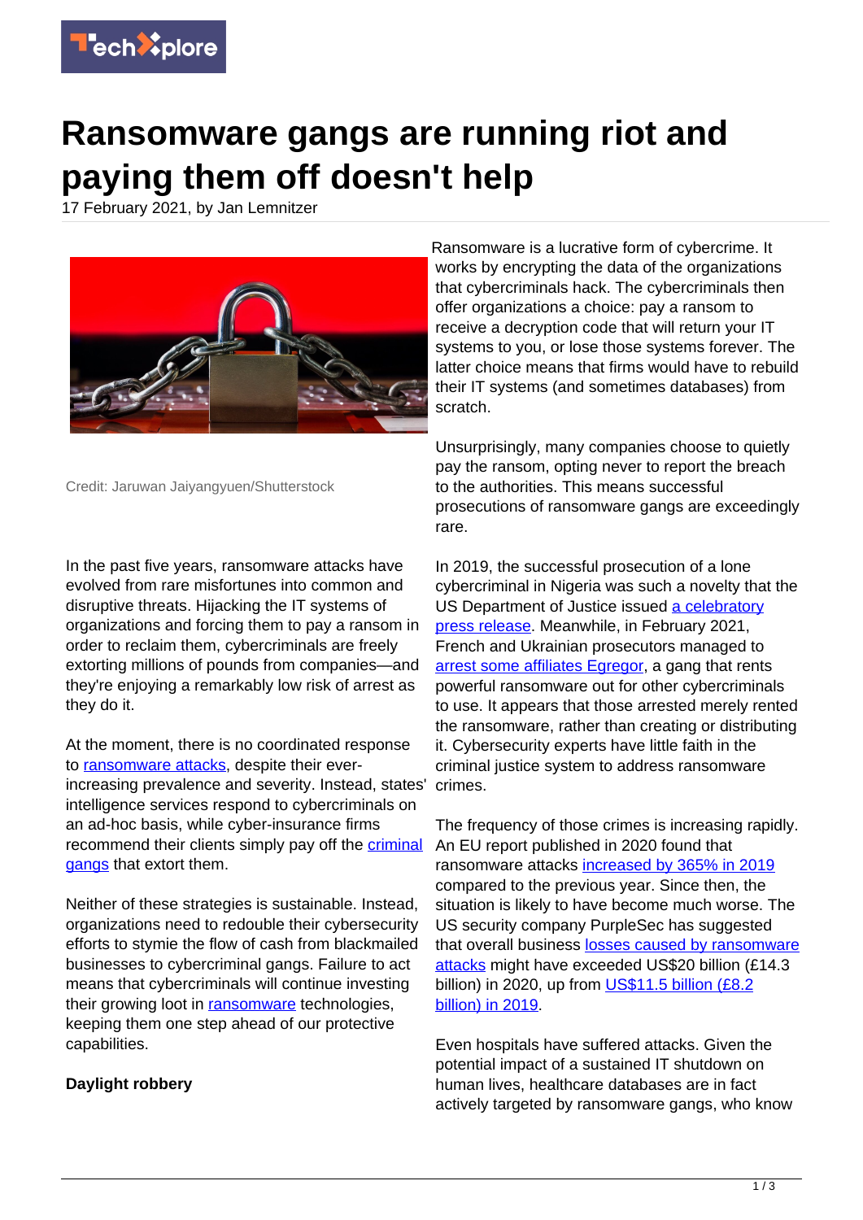# Ransomware gangs are running riot and paying them off doesn't help

17 February 2021, by Jan Lemnitzer

Credit: Jaruwan Jaiyangyuen/Shutterstock

In the past five years, ransomware attacks have evolved from rare misfortunes into common and disruptive threats. Hijacking the IT systems of organizations and forcing them to pay a ransom in order to reclaim them, cybercriminals are freely extorting millions of pounds from companies—and they're enjoying a remarkably low risk of arrest as they do it.

At the moment, there is no coordinated response to ransomware attacks, despite their ever-increasing prevalence and severity. Instead, states' intelligence services respond to cybercriminals on an ad-hoc basis, while cyber-insurance firms recommend their clients simply pay off the criminal gangs that extort them.

Neither of these strategies is sustainable. Instead, organizations need to redouble their cybersecurity efforts to stymie the flow of cash from blackmailed businesses to cybercriminal gangs. Failure to act means that cybercriminals will continue investing their growing loot in ransomware technologies, keeping them one step ahead of our protective capabilities.

**Daylight robbery**

Ransomware is a lucrative form of cybercrime. It works by encrypting the data of the organizations that cybercriminals hack. The cybercriminals then offer organizations a choice: pay a ransom to receive a decryption code that will return your IT systems to you, or lose those systems forever. The latter choice means that firms would have to rebuild their IT systems (and sometimes databases) from scratch.

Unsurprisingly, many companies choose to quietly pay the ransom, opting never to report the breach to the authorities. This means successful prosecutions of ransomware gangs are exceedingly rare.

In 2019, the successful prosecution of a lone cybercriminal in Nigeria was such a novelty that the US Department of Justice issued a celebratory press release. Meanwhile, in February 2021, French and Ukrainian prosecutors managed to arrest some affiliates Egregor, a gang that rents powerful ransomware out for other cybercriminals to use. It appears that those arrested merely rented the ransomware, rather than creating or distributing it. Cybersecurity experts have little faith in the criminal justice system to address ransomware crimes.

The frequency of those crimes is increasing rapidly. An EU report published in 2020 found that ransomware attacks increased by 365% in 2019 compared to the previous year. Since then, the situation is likely to have become much worse. The US security company PurpleSec has suggested that overall business losses caused by ransomware attacks might have exceeded US$20 billion (£14.3 billion) in 2020, up from US$11.5 billion (£8.2 billion) in 2019.

Even hospitals have suffered attacks. Given the potential impact of a sustained IT shutdown on human lives, healthcare databases are in fact actively targeted by ransomware gangs, who know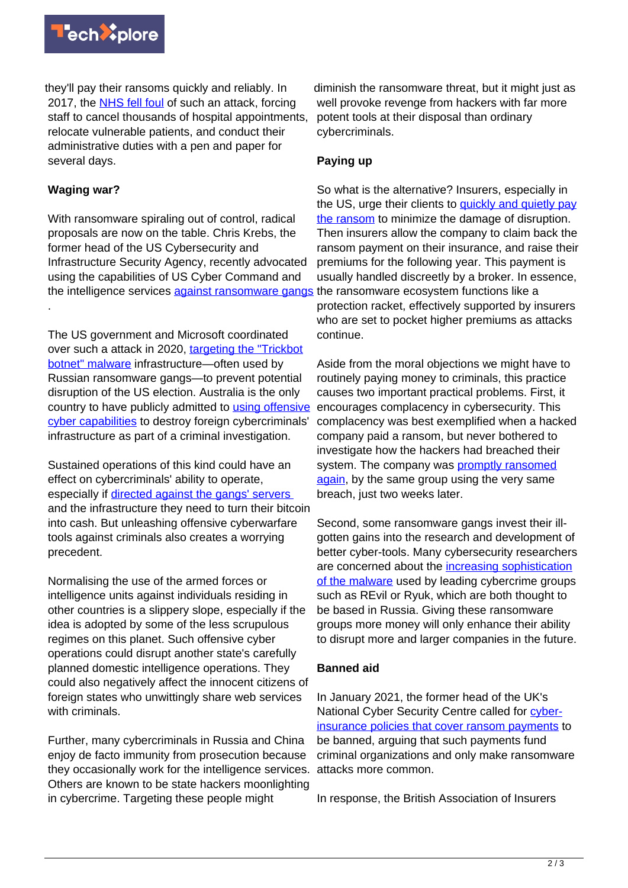they'll pay their ransoms quickly and reliably. In 2017, the NHS fell foul of such an attack, forcing staff to cancel thousands of hospital appointments, relocate vulnerable patients, and conduct their administrative duties with a pen and paper for several days.

## Waging war?

With ransomware spiraling out of control, radical proposals are now on the table. Chris Krebs, the former head of the US Cybersecurity and Infrastructure Security Agency, recently advocated using the capabilities of US Cyber Command and the intelligence services against ransomware gangs.

The US government and Microsoft coordinated over such a attack in 2020, targeting the "Trickbot botnet" malware infrastructure—often used by Russian ransomware gangs—to prevent potential disruption of the US election. Australia is the only country to have publicly admitted to using offensive cyber capabilities to destroy foreign cybercriminals' infrastructure as part of a criminal investigation.

Sustained operations of this kind could have an effect on cybercriminals' ability to operate, especially if directed against the gangs' servers and the infrastructure they need to turn their bitcoin into cash. But unleashing offensive cyberwarfare tools against criminals also creates a worrying precedent.

Normalising the use of the armed forces or intelligence units against individuals residing in other countries is a slippery slope, especially if the idea is adopted by some of the less scrupulous regimes on this planet. Such offensive cyber operations could disrupt another state's carefully planned domestic intelligence operations. They could also negatively affect the innocent citizens of foreign states who unwittingly share web services with criminals.

Further, many cybercriminals in Russia and China enjoy de facto immunity from prosecution because they occasionally work for the intelligence services. Others are known to be state hackers moonlighting in cybercrime. Targeting these people might diminish the ransomware threat, but it might just as well provoke revenge from hackers with far more potent tools at their disposal than ordinary cybercriminals.

## Paying up

So what is the alternative? Insurers, especially in the US, urge their clients to quickly and quietly pay the ransom to minimize the damage of disruption. Then insurers allow the company to claim back the ransom payment on their insurance, and raise their premiums for the following year. This payment is usually handled discreetly by a broker. In essence, the ransomware ecosystem functions like a protection racket, effectively supported by insurers who are set to pocket higher premiums as attacks continue.

Aside from the moral objections we might have to routinely paying money to criminals, this practice causes two important practical problems. First, it encourages complacency in cybersecurity. This complacency was best exemplified when a hacked company paid a ransom, but never bothered to investigate how the hackers had breached their system. The company was promptly ransomed again, by the same group using the very same breach, just two weeks later.

Second, some ransomware gangs invest their ill-gotten gains into the research and development of better cyber-tools. Many cybersecurity researchers are concerned about the increasing sophistication of the malware used by leading cybercrime groups such as REvil or Ryuk, which are both thought to be based in Russia. Giving these ransomware groups more money will only enhance their ability to disrupt more and larger companies in the future.

## Banned aid

In January 2021, the former head of the UK's National Cyber Security Centre called for cyber-insurance policies that cover ransom payments to be banned, arguing that such payments fund criminal organizations and only make ransomware attacks more common.

In response, the British Association of Insurers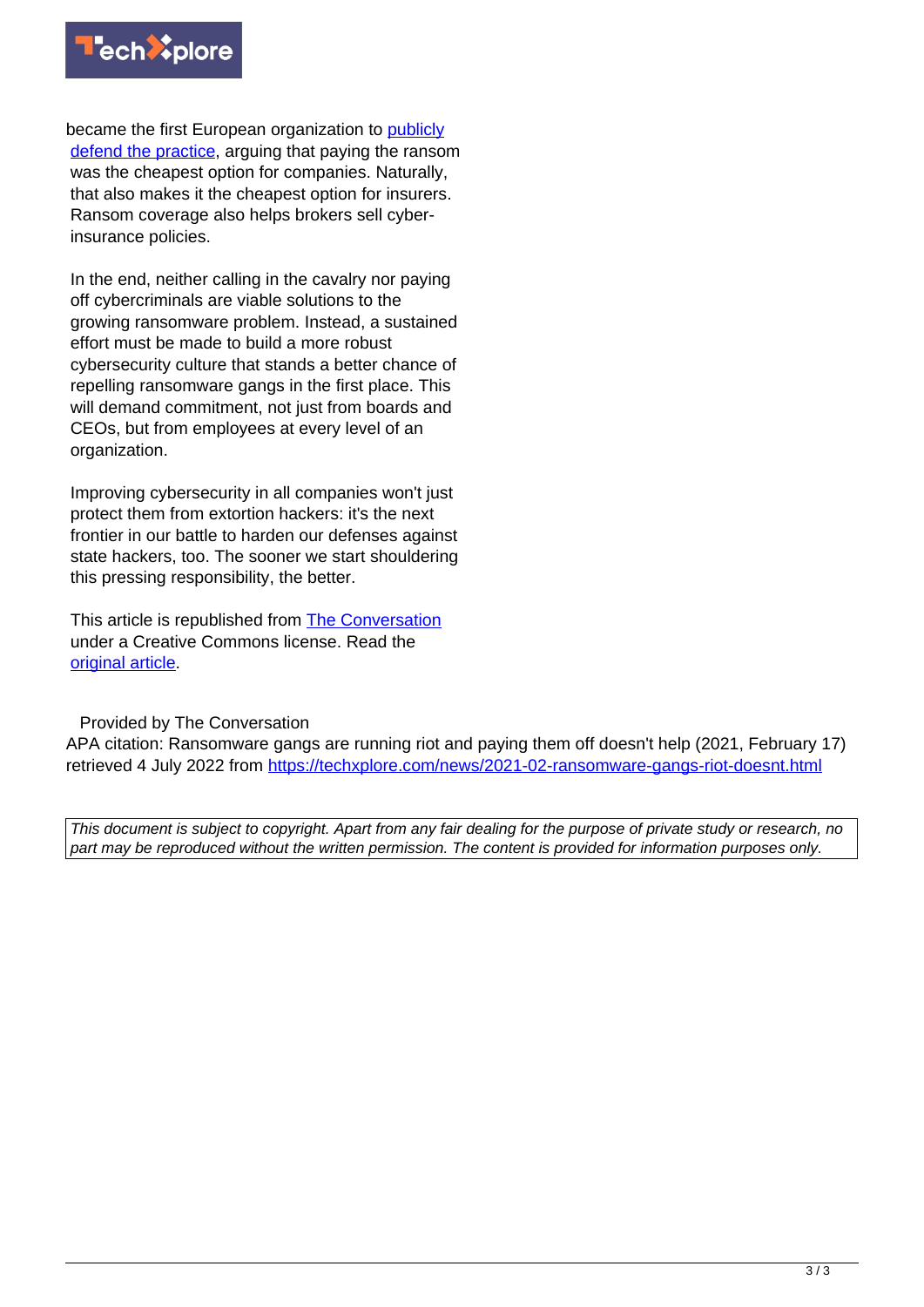became the first European organization to publicly defend the practice, arguing that paying the ransom was the cheapest option for companies. Naturally, that also makes it the cheapest option for insurers. Ransom coverage also helps brokers sell cyber-insurance policies.

In the end, neither calling in the cavalry nor paying off cybercriminals are viable solutions to the growing ransomware problem. Instead, a sustained effort must be made to build a more robust cybersecurity culture that stands a better chance of repelling ransomware gangs in the first place. This will demand commitment, not just from boards and CEOs, but from employees at every level of an organization.

Improving cybersecurity in all companies won't just protect them from extortion hackers: it's the next frontier in our battle to harden our defenses against state hackers, too. The sooner we start shouldering this pressing responsibility, the better.

This article is republished from The Conversation under a Creative Commons license. Read the original article.

Provided by The Conversation

APA citation: Ransomware gangs are running riot and paying them off doesn't help (2021, February 17) retrieved 4 July 2022 from https://techxplore.com/news/2021-02-ransomware-gangs-riot-doesnt.html

*This document is subject to copyright. Apart from any fair dealing for the purpose of private study or research, no part may be reproduced without the written permission. The content is provided for information purposes only.*